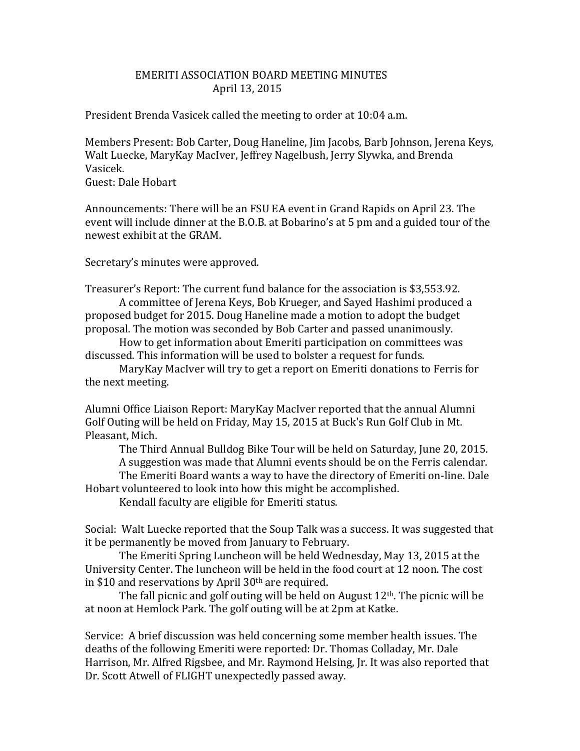# EMERITI ASSOCIATION BOARD MEETING MINUTES
## April 13, 2015

President Brenda Vasicek called the meeting to order at 10:04 a.m.

Members Present: Bob Carter, Doug Haneline, Jim Jacobs, Barb Johnson, Jerena Keys, Walt Luecke, MaryKay MacIver, Jeffrey Nagelbush, Jerry Slywka, and Brenda Vasicek.
Guest: Dale Hobart

Announcements: There will be an FSU EA event in Grand Rapids on April 23. The event will include dinner at the B.O.B. at Bobarino's at 5 pm and a guided tour of the newest exhibit at the GRAM.

Secretary's minutes were approved.

Treasurer's Report: The current fund balance for the association is $3,553.92.

A committee of Jerena Keys, Bob Krueger, and Sayed Hashimi produced a proposed budget for 2015. Doug Haneline made a motion to adopt the budget proposal. The motion was seconded by Bob Carter and passed unanimously.

How to get information about Emeriti participation on committees was discussed. This information will be used to bolster a request for funds.

MaryKay MacIver will try to get a report on Emeriti donations to Ferris for the next meeting.

Alumni Office Liaison Report: MaryKay MacIver reported that the annual Alumni Golf Outing will be held on Friday, May 15, 2015 at Buck's Run Golf Club in Mt. Pleasant, Mich.

The Third Annual Bulldog Bike Tour will be held on Saturday, June 20, 2015.

A suggestion was made that Alumni events should be on the Ferris calendar.

The Emeriti Board wants a way to have the directory of Emeriti on-line. Dale Hobart volunteered to look into how this might be accomplished.

Kendall faculty are eligible for Emeriti status.

Social: Walt Luecke reported that the Soup Talk was a success. It was suggested that it be permanently be moved from January to February.

The Emeriti Spring Luncheon will be held Wednesday, May 13, 2015 at the University Center. The luncheon will be held in the food court at 12 noon. The cost in $10 and reservations by April 30th are required.

The fall picnic and golf outing will be held on August 12th. The picnic will be at noon at Hemlock Park. The golf outing will be at 2pm at Katke.

Service: A brief discussion was held concerning some member health issues. The deaths of the following Emeriti were reported: Dr. Thomas Colladay, Mr. Dale Harrison, Mr. Alfred Rigsbee, and Mr. Raymond Helsing, Jr. It was also reported that Dr. Scott Atwell of FLIGHT unexpectedly passed away.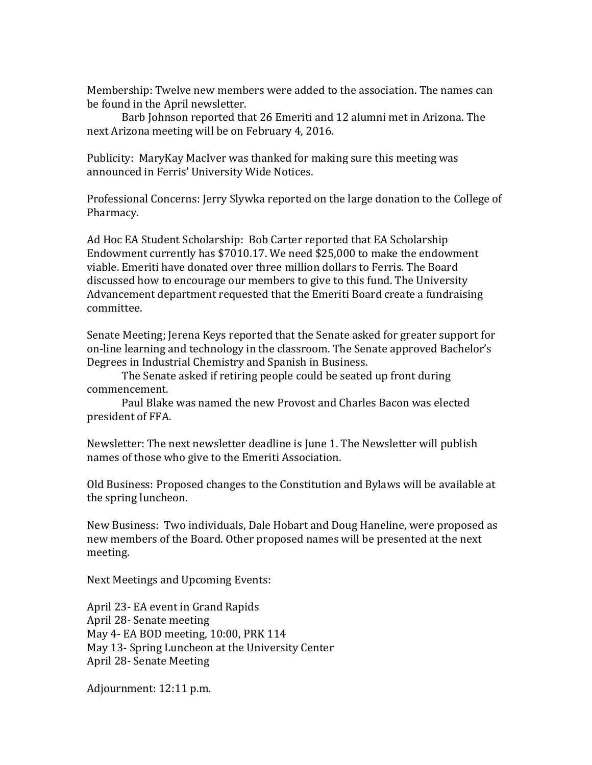Membership: Twelve new members were added to the association. The names can be found in the April newsletter.

Barb Johnson reported that 26 Emeriti and 12 alumni met in Arizona. The next Arizona meeting will be on February 4, 2016.

Publicity: MaryKay MacIver was thanked for making sure this meeting was announced in Ferris' University Wide Notices.

Professional Concerns: Jerry Slywka reported on the large donation to the College of Pharmacy.

Ad Hoc EA Student Scholarship: Bob Carter reported that EA Scholarship Endowment currently has $7010.17. We need $25,000 to make the endowment viable. Emeriti have donated over three million dollars to Ferris. The Board discussed how to encourage our members to give to this fund. The University Advancement department requested that the Emeriti Board create a fundraising committee.

Senate Meeting; Jerena Keys reported that the Senate asked for greater support for on-line learning and technology in the classroom. The Senate approved Bachelor's Degrees in Industrial Chemistry and Spanish in Business.

The Senate asked if retiring people could be seated up front during commencement.

Paul Blake was named the new Provost and Charles Bacon was elected president of FFA.

Newsletter: The next newsletter deadline is June 1. The Newsletter will publish names of those who give to the Emeriti Association.

Old Business: Proposed changes to the Constitution and Bylaws will be available at the spring luncheon.

New Business: Two individuals, Dale Hobart and Doug Haneline, were proposed as new members of the Board. Other proposed names will be presented at the next meeting.

Next Meetings and Upcoming Events:

April 23- EA event in Grand Rapids
April 28- Senate meeting
May 4- EA BOD meeting, 10:00, PRK 114
May 13- Spring Luncheon at the University Center
April 28- Senate Meeting

Adjournment: 12:11 p.m.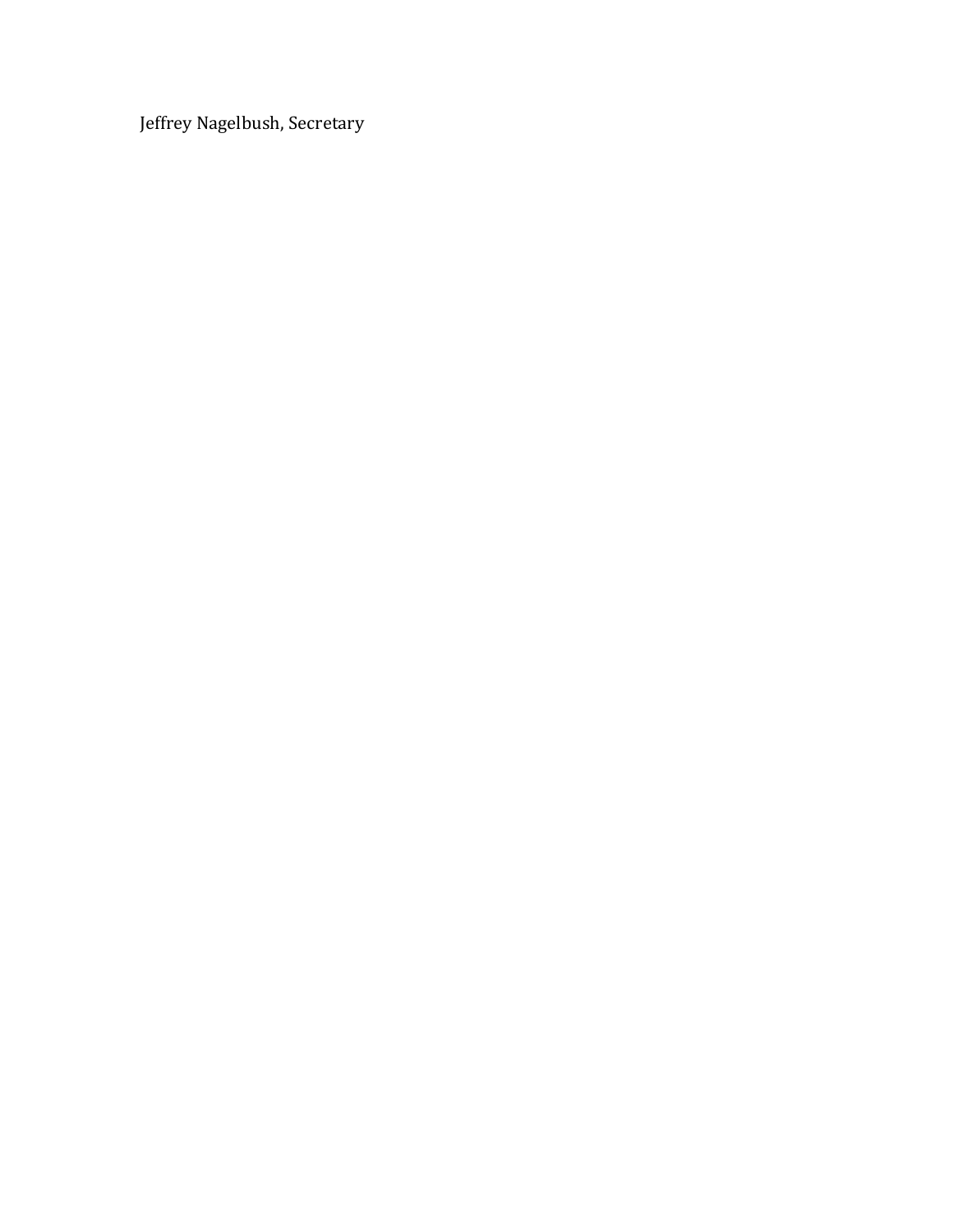Jeffrey Nagelbush, Secretary